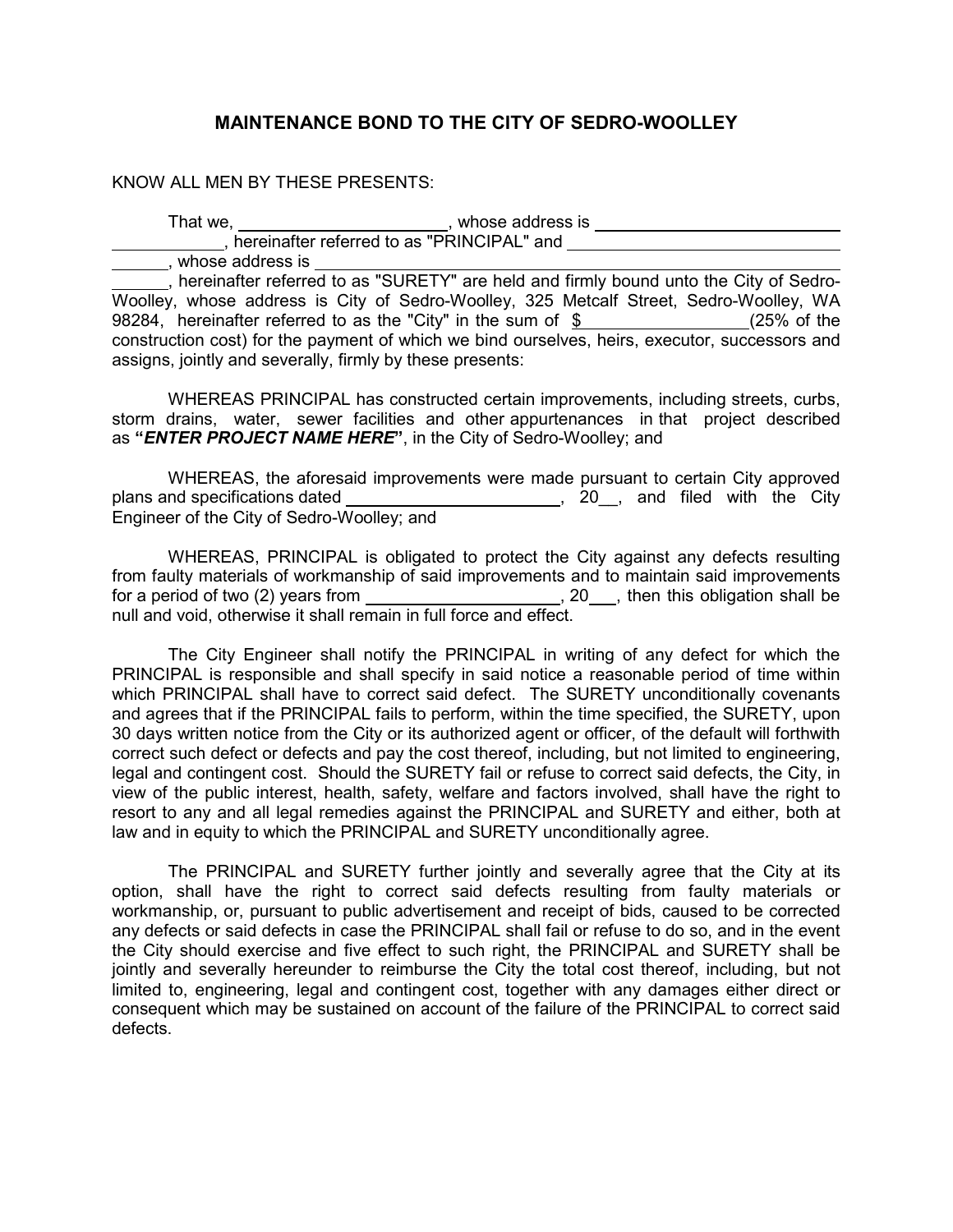# MAINTENANCE BOND TO THE CITY OF SEDRO-WOOLLEY

KNOW ALL MEN BY THESE PRESENTS:

That we, ______________________, whose address is ____________________________ ____________, hereinafter referred to as "PRINCIPAL" and ______________________________ ______, whose address is ________________________________________________________ ______, hereinafter referred to as "SURETY" are held and firmly bound unto the City of Sedro-Woolley, whose address is City of Sedro-Woolley, 325 Metcalf Street, Sedro-Woolley, WA 98284, hereinafter referred to as the "City" in the sum of $__________________(25% of the construction cost) for the payment of which we bind ourselves, heirs, executor, successors and assigns, jointly and severally, firmly by these presents:

WHEREAS PRINCIPAL has constructed certain improvements, including streets, curbs, storm drains, water, sewer facilities and other appurtenances in that project described as **"*ENTER PROJECT NAME HERE*"**, in the City of Sedro-Woolley; and

WHEREAS, the aforesaid improvements were made pursuant to certain City approved plans and specifications dated _______________________, 20__, and filed with the City Engineer of the City of Sedro-Woolley; and

WHEREAS, PRINCIPAL is obligated to protect the City against any defects resulting from faulty materials of workmanship of said improvements and to maintain said improvements for a period of two (2) years from _____________________, 20___, then this obligation shall be null and void, otherwise it shall remain in full force and effect.

The City Engineer shall notify the PRINCIPAL in writing of any defect for which the PRINCIPAL is responsible and shall specify in said notice a reasonable period of time within which PRINCIPAL shall have to correct said defect. The SURETY unconditionally covenants and agrees that if the PRINCIPAL fails to perform, within the time specified, the SURETY, upon 30 days written notice from the City or its authorized agent or officer, of the default will forthwith correct such defect or defects and pay the cost thereof, including, but not limited to engineering, legal and contingent cost. Should the SURETY fail or refuse to correct said defects, the City, in view of the public interest, health, safety, welfare and factors involved, shall have the right to resort to any and all legal remedies against the PRINCIPAL and SURETY and either, both at law and in equity to which the PRINCIPAL and SURETY unconditionally agree.

The PRINCIPAL and SURETY further jointly and severally agree that the City at its option, shall have the right to correct said defects resulting from faulty materials or workmanship, or, pursuant to public advertisement and receipt of bids, caused to be corrected any defects or said defects in case the PRINCIPAL shall fail or refuse to do so, and in the event the City should exercise and five effect to such right, the PRINCIPAL and SURETY shall be jointly and severally hereunder to reimburse the City the total cost thereof, including, but not limited to, engineering, legal and contingent cost, together with any damages either direct or consequent which may be sustained on account of the failure of the PRINCIPAL to correct said defects.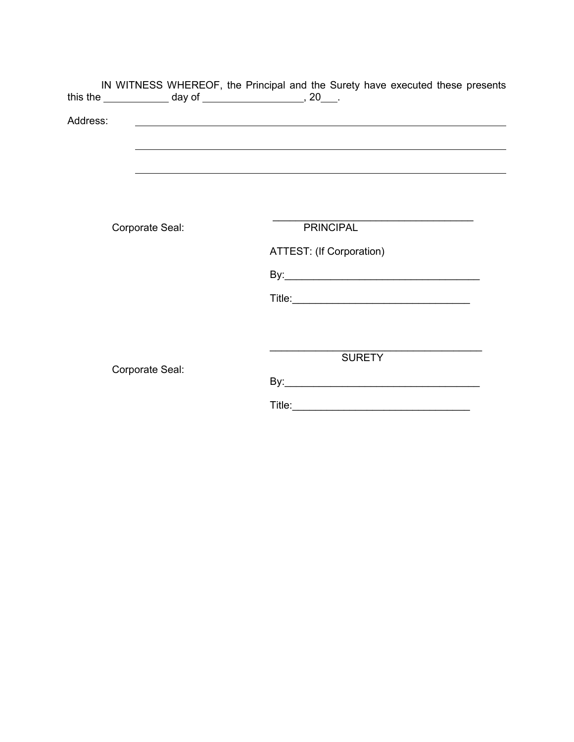IN WITNESS WHEREOF, the Principal and the Surety have executed these presents this the ___________ day of _________________, 20___.

Address: ____________________________________________________________________

____________________________________________________________________

____________________________________________________________________

Corporate Seal:

_____________________________________
PRINCIPAL

ATTEST: (If Corporation)

By:__________________________________

Title:________________________________

Corporate Seal:

_____________________________________
SURETY

By:__________________________________

Title:________________________________